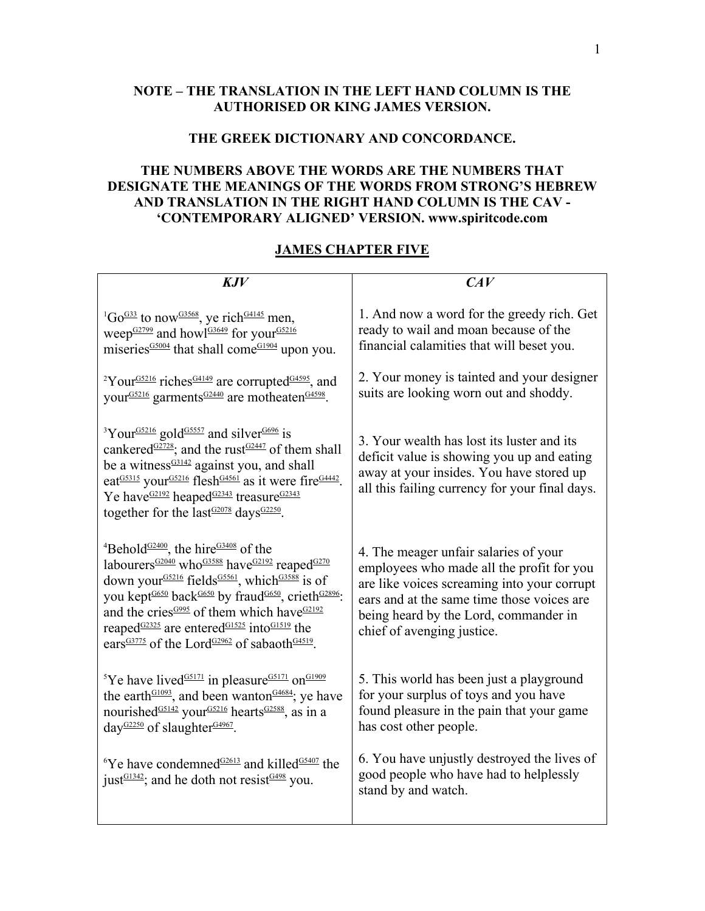**NOTE – THE TRANSLATION IN THE LEFT HAND COLUMN IS THE AUTHORISED OR KING JAMES VERSION.**

**THE GREEK DICTIONARY AND CONCORDANCE.**

**THE NUMBERS ABOVE THE WORDS ARE THE NUMBERS THAT DESIGNATE THE MEANINGS OF THE WORDS FROM STRONG'S HEBREW AND TRANSLATION IN THE RIGHT HAND COLUMN IS THE CAV - 'CONTEMPORARY ALIGNED' VERSION. www.spiritcode.com**

## JAMES CHAPTER FIVE

| *KJV* | *CAV* |
|---|---|
| [1]Go[G33] to now[G3568], ye rich[G4145] men, weep[G2799] and howl[G3649] for your[G5216] miseries[G5004] that shall come[G1904] upon you. | 1. And now a word for the greedy rich. Get ready to wail and moan because of the financial calamities that will beset you. |
| [2]Your[G5216] riches[G4149] are corrupted[G4595], and your[G5216] garments[G2440] are motheaten[G4598]. | 2. Your money is tainted and your designer suits are looking worn out and shoddy. |
| [3]Your[G5216] gold[G5557] and silver[G696] is cankered[G2728]; and the rust[G2447] of them shall be a witness[G3142] against you, and shall eat[G5315] your[G5216] flesh[G4561] as it were fire[G4442]. Ye have[G2192] heaped[G2343] treasure[G2343] together for the last[G2078] days[G2250]. | 3. Your wealth has lost its luster and its deficit value is showing you up and eating away at your insides. You have stored up all this failing currency for your final days. |
| [4]Behold[G2400], the hire[G3408] of the labourers[G2040] who[G3588] have[G2192] reaped[G270] down your[G5216] fields[G5561], which[G3588] is of you kept[G650] back[G650] by fraud[G650], crieth[G2896]: and the cries[G995] of them which have[G2192] reaped[G2325] are entered[G1525] into[G1519] the ears[G3775] of the Lord[G2962] of sabaoth[G4519]. | 4. The meager unfair salaries of your employees who made all the profit for you are like voices screaming into your corrupt ears and at the same time those voices are being heard by the Lord, commander in chief of avenging justice. |
| [5]Ye have lived[G5171] in pleasure[G5171] on[G1909] the earth[G1093], and been wanton[G4684]; ye have nourished[G5142] your[G5216] hearts[G2588], as in a day[G2250] of slaughter[G4967]. | 5. This world has been just a playground for your surplus of toys and you have found pleasure in the pain that your game has cost other people. |
| [6]Ye have condemned[G2613] and killed[G5407] the just[G1342]; and he doth not resist[G498] you. | 6. You have unjustly destroyed the lives of good people who have had to helplessly stand by and watch. |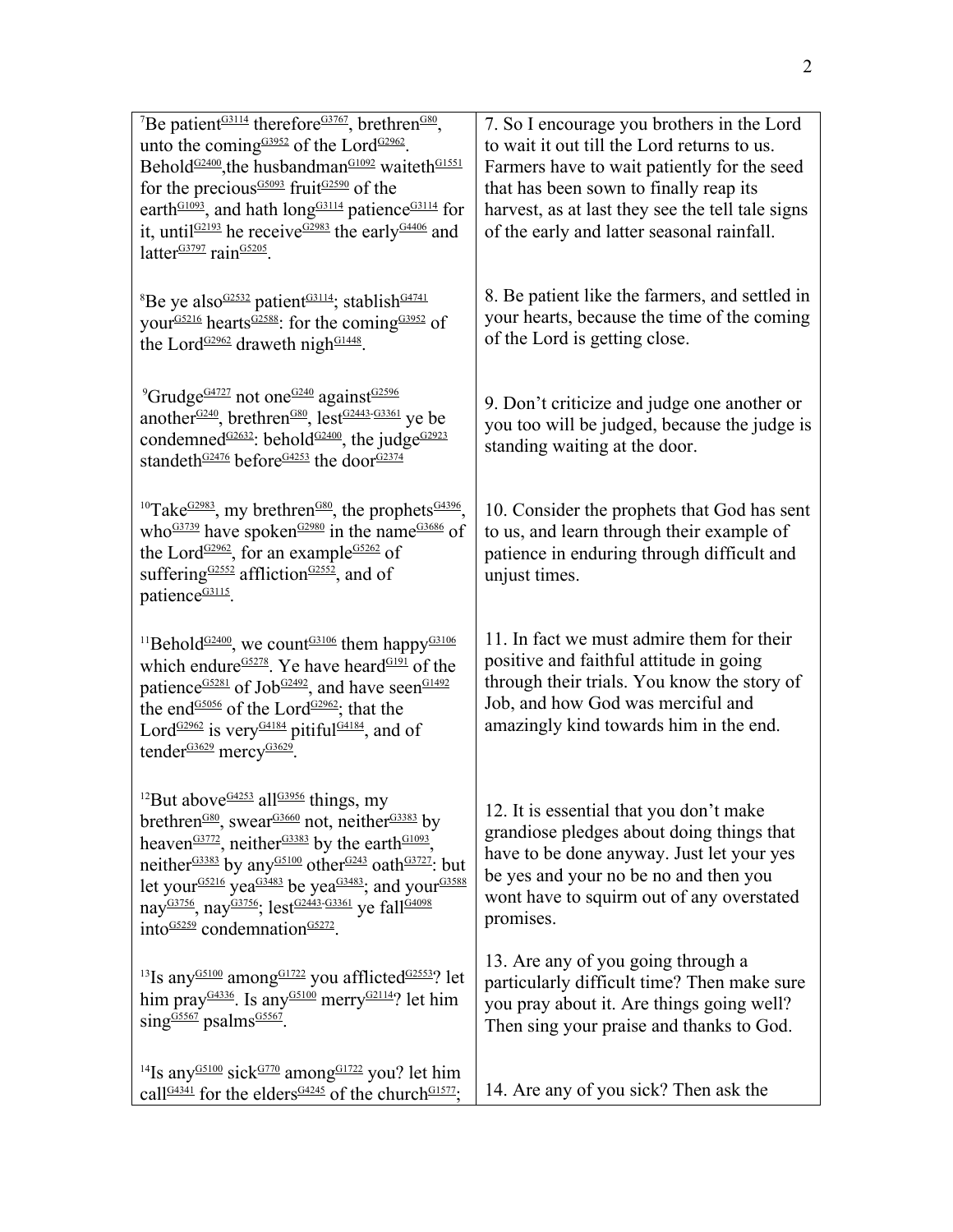| | |
|---|---|
| [7]Be patient[G3114] therefore[G3767], brethren[G80], unto the coming[G3952] of the Lord[G2962]. Behold[G2400],the husbandman[G1092] waiteth[G1551] for the precious[G5093] fruit[G2590] of the earth[G1093], and hath long[G3114] patience[G3114] for it, until[G2193] he receive[G2983] the early[G4406] and latter[G3797] rain[G5205]. | 7. So I encourage you brothers in the Lord to wait it out till the Lord returns to us. Farmers have to wait patiently for the seed that has been sown to finally reap its harvest, as at last they see the tell tale signs of the early and latter seasonal rainfall. |
| [8]Be ye also[G2532] patient[G3114]; stablish[G4741] your[G5216] hearts[G2588]: for the coming[G3952] of the Lord[G2962] draweth nigh[G1448]. | 8. Be patient like the farmers, and settled in your hearts, because the time of the coming of the Lord is getting close. |
| [9]Grudge[G4727] not one[G240] against[G2596] another[G240], brethren[G80], lest[G2443-G3361] ye be condemned[G2632]: behold[G2400], the judge[G2923] standeth[G2476] before[G4253] the door[G2374] | 9. Don't criticize and judge one another or you too will be judged, because the judge is standing waiting at the door. |
| [10]Take[G2983], my brethren[G80], the prophets[G4396], who[G3739] have spoken[G2980] in the name[G3686] of the Lord[G2962], for an example[G5262] of suffering[G2552] affliction[G2552], and of patience[G3115]. | 10. Consider the prophets that God has sent to us, and learn through their example of patience in enduring through difficult and unjust times. |
| [11]Behold[G2400], we count[G3106] them happy[G3106] which endure[G5278]. Ye have heard[G191] of the patience[G5281] of Job[G2492], and have seen[G1492] the end[G5056] of the Lord[G2962]; that the Lord[G2962] is very[G4184] pitiful[G4184], and of tender[G3629] mercy[G3629]. | 11. In fact we must admire them for their positive and faithful attitude in going through their trials. You know the story of Job, and how God was merciful and amazingly kind towards him in the end. |
| [12]But above[G4253] all[G3956] things, my brethren[G80], swear[G3660] not, neither[G3383] by heaven[G3772], neither[G3383] by the earth[G1093], neither[G3383] by any[G5100] other[G243] oath[G3727]: but let your[G5216] yea[G3483] be yea[G3483]; and your[G3588] nay[G3756], nay[G3756]; lest[G2443-G3361] ye fall[G4098] into[G5259] condemnation[G5272]. | 12. It is essential that you don't make grandiose pledges about doing things that have to be done anyway. Just let your yes be yes and your no be no and then you wont have to squirm out of any overstated promises. |
| [13]Is any[G5100] among[G1722] you afflicted[G2553]? let him pray[G4336]. Is any[G5100] merry[G2114]? let him sing[G5567] psalms[G5567]. | 13. Are any of you going through a particularly difficult time? Then make sure you pray about it. Are things going well? Then sing your praise and thanks to God. |
| [14]Is any[G5100] sick[G770] among[G1722] you? let him call[G4341] for the elders[G4245] of the church[G1577]; | 14. Are any of you sick? Then ask the |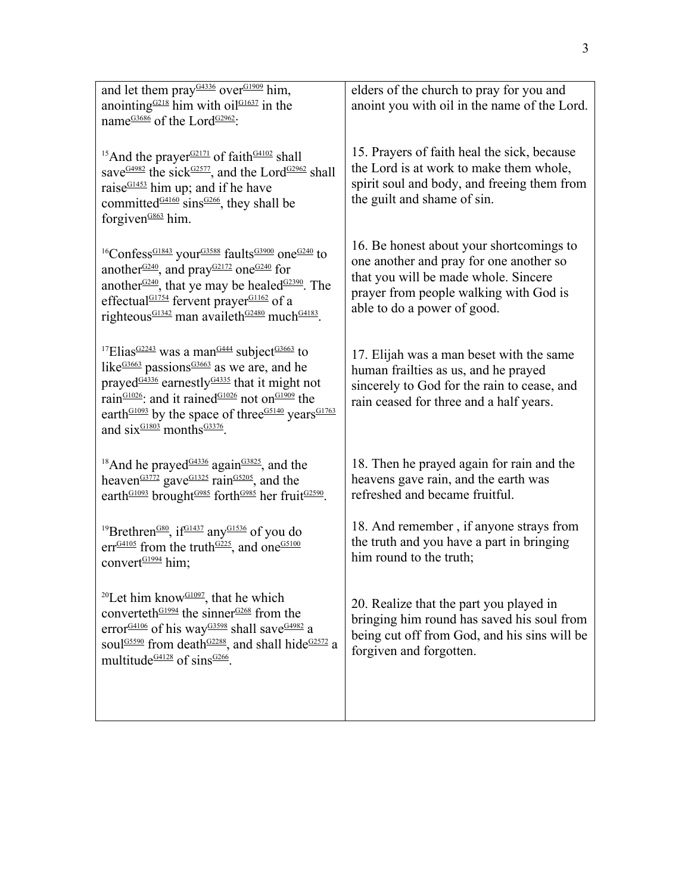| | |
|---|---|
| and let them pray[G4336] over[G1909] him, anointing[G218] him with oil[G1637] in the name[G3686] of the Lord[G2962]: | elders of the church to pray for you and anoint you with oil in the name of the Lord. |
| [15]And the prayer[G2171] of faith[G4102] shall save[G4982] the sick[G2577], and the Lord[G2962] shall raise[G1453] him up; and if he have committed[G4160] sins[G266], they shall be forgiven[G863] him. | 15. Prayers of faith heal the sick, because the Lord is at work to make them whole, spirit soul and body, and freeing them from the guilt and shame of sin. |
| [16]Confess[G1843] your[G3588] faults[G3900] one[G240] to another[G240], and pray[G2172] one[G240] for another[G240], that ye may be healed[G2390]. The effectual[G1754] fervent prayer[G1162] of a righteous[G1342] man availeth[G2480] much[G4183]. | 16. Be honest about your shortcomings to one another and pray for one another so that you will be made whole. Sincere prayer from people walking with God is able to do a power of good. |
| [17]Elias[G2243] was a man[G444] subject[G3663] to like[G3663] passions[G3663] as we are, and he prayed[G4336] earnestly[G4335] that it might not rain[G1026]: and it rained[G1026] not on[G1909] the earth[G1093] by the space of three[G5140] years[G1763] and six[G1803] months[G3376]. | 17. Elijah was a man beset with the same human frailties as us, and he prayed sincerely to God for the rain to cease, and rain ceased for three and a half years. |
| [18]And he prayed[G4336] again[G3825], and the heaven[G3772] gave[G1325] rain[G5205], and the earth[G1093] brought[G985] forth[G985] her fruit[G2590]. | 18. Then he prayed again for rain and the heavens gave rain, and the earth was refreshed and became fruitful. |
| [19]Brethren[G80], if[G1437] any[G1536] of you do err[G4105] from the truth[G225], and one[G5100] convert[G1994] him; | 18. And remember , if anyone strays from the truth and you have a part in bringing him round to the truth; |
| [20]Let him know[G1097], that he which converteth[G1994] the sinner[G268] from the error[G4106] of his way[G3598] shall save[G4982] a soul[G5590] from death[G2288], and shall hide[G2572] a multitude[G4128] of sins[G266]. | 20. Realize that the part you played in bringing him round has saved his soul from being cut off from God, and his sins will be forgiven and forgotten. |